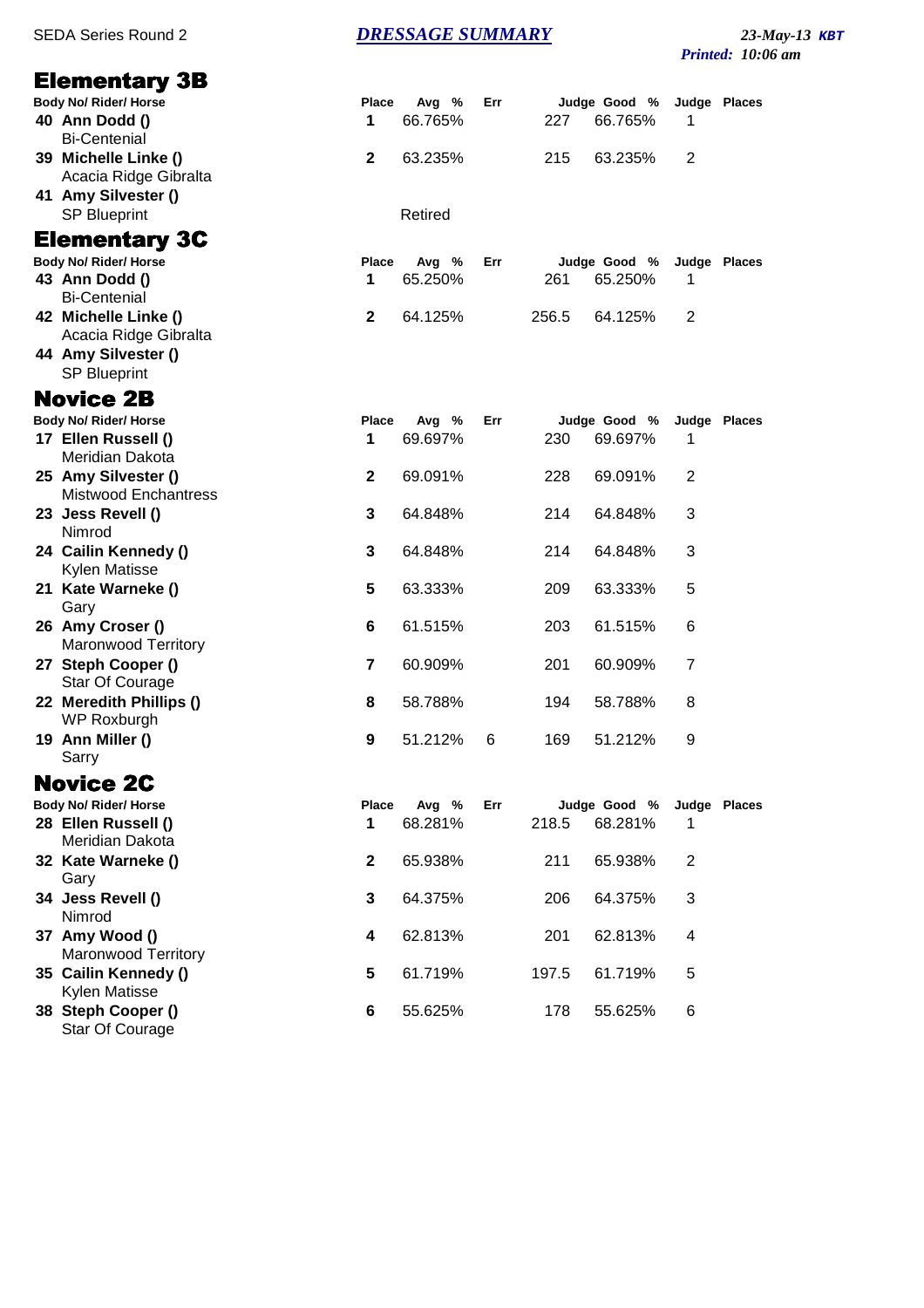SEDA Series Round 2 — ***DRESSAGE SUMMARY*** — *23-May-13* ***KBT***

*Printed: 10:06 am*

## Elementary 3B

| Body No/ Rider/ Horse | Place | Avg % | Err | Judge Good | % | Judge Places |
|---|---|---|---|---|---|---|
| **40 Ann Dodd ()** Bi-Centenial | **1** | 66.765% | | 227 | 66.765% | 1 |
| **39 Michelle Linke ()** Acacia Ridge Gibralta | **2** | 63.235% | | 215 | 63.235% | 2 |
| **41 Amy Silvester ()** SP Blueprint | | Retired | | | | |

## Elementary 3C

| Body No/ Rider/ Horse | Place | Avg % | Err | Judge Good | % | Judge Places |
|---|---|---|---|---|---|---|
| **43 Ann Dodd ()** Bi-Centenial | **1** | 65.250% | | 261 | 65.250% | 1 |
| **42 Michelle Linke ()** Acacia Ridge Gibralta | **2** | 64.125% | | 256.5 | 64.125% | 2 |
| **44 Amy Silvester ()** SP Blueprint | | | | | | |

## Novice 2B

| Body No/ Rider/ Horse | Place | Avg % | Err | Judge Good | % | Judge Places |
|---|---|---|---|---|---|---|
| **17 Ellen Russell ()** Meridian Dakota | **1** | 69.697% | | 230 | 69.697% | 1 |
| **25 Amy Silvester ()** Mistwood Enchantress | **2** | 69.091% | | 228 | 69.091% | 2 |
| **23 Jess Revell ()** Nimrod | **3** | 64.848% | | 214 | 64.848% | 3 |
| **24 Cailin Kennedy ()** Kylen Matisse | **3** | 64.848% | | 214 | 64.848% | 3 |
| **21 Kate Warneke ()** Gary | **5** | 63.333% | | 209 | 63.333% | 5 |
| **26 Amy Croser ()** Maronwood Territory | **6** | 61.515% | | 203 | 61.515% | 6 |
| **27 Steph Cooper ()** Star Of Courage | **7** | 60.909% | | 201 | 60.909% | 7 |
| **22 Meredith Phillips ()** WP Roxburgh | **8** | 58.788% | | 194 | 58.788% | 8 |
| **19 Ann Miller ()** Sarry | **9** | 51.212% | 6 | 169 | 51.212% | 9 |

## Novice 2C

| Body No/ Rider/ Horse | Place | Avg % | Err | Judge Good | % | Judge Places |
|---|---|---|---|---|---|---|
| **28 Ellen Russell ()** Meridian Dakota | **1** | 68.281% | | 218.5 | 68.281% | 1 |
| **32 Kate Warneke ()** Gary | **2** | 65.938% | | 211 | 65.938% | 2 |
| **34 Jess Revell ()** Nimrod | **3** | 64.375% | | 206 | 64.375% | 3 |
| **37 Amy Wood ()** Maronwood Territory | **4** | 62.813% | | 201 | 62.813% | 4 |
| **35 Cailin Kennedy ()** Kylen Matisse | **5** | 61.719% | | 197.5 | 61.719% | 5 |
| **38 Steph Cooper ()** Star Of Courage | **6** | 55.625% | | 178 | 55.625% | 6 |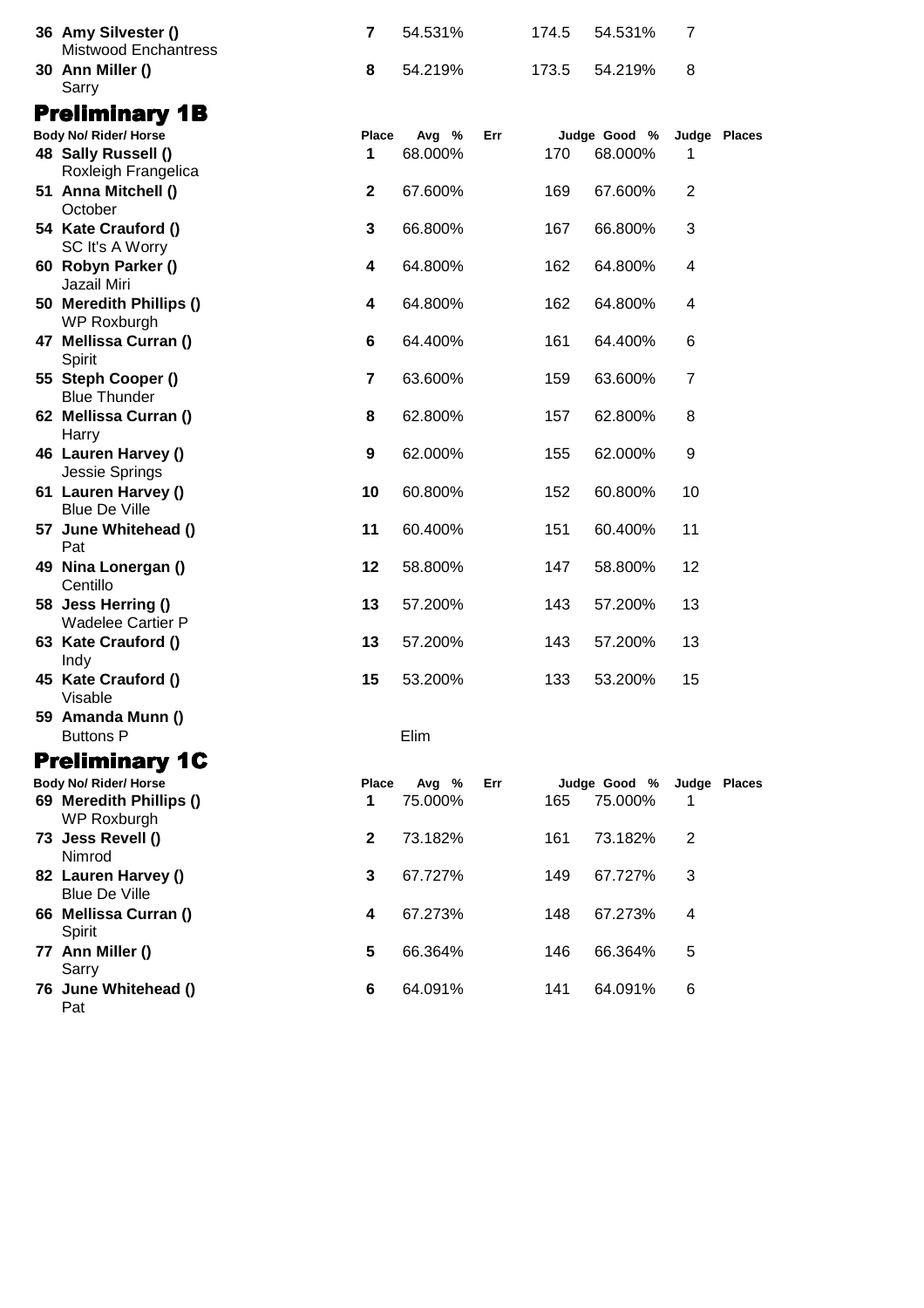| Body No/ Rider/ Horse | Place | Avg % | Err | Judge Good | % | Judge Places |
|---|---|---|---|---|---|---|
| **36 Amy Silvester ()** Mistwood Enchantress | **7** | 54.531% | | 174.5 | 54.531% | 7 |
| **30 Ann Miller ()** Sarry | **8** | 54.219% | | 173.5 | 54.219% | 8 |

## Preliminary 1B

| Body No/ Rider/ Horse | Place | Avg % | Err | Judge Good | % | Judge Places |
|---|---|---|---|---|---|---|
| **48 Sally Russell ()** Roxleigh Frangelica | **1** | 68.000% | | 170 | 68.000% | 1 |
| **51 Anna Mitchell ()** October | **2** | 67.600% | | 169 | 67.600% | 2 |
| **54 Kate Crauford ()** SC It's A Worry | **3** | 66.800% | | 167 | 66.800% | 3 |
| **60 Robyn Parker ()** Jazail Miri | **4** | 64.800% | | 162 | 64.800% | 4 |
| **50 Meredith Phillips ()** WP Roxburgh | **4** | 64.800% | | 162 | 64.800% | 4 |
| **47 Mellissa Curran ()** Spirit | **6** | 64.400% | | 161 | 64.400% | 6 |
| **55 Steph Cooper ()** Blue Thunder | **7** | 63.600% | | 159 | 63.600% | 7 |
| **62 Mellissa Curran ()** Harry | **8** | 62.800% | | 157 | 62.800% | 8 |
| **46 Lauren Harvey ()** Jessie Springs | **9** | 62.000% | | 155 | 62.000% | 9 |
| **61 Lauren Harvey ()** Blue De Ville | **10** | 60.800% | | 152 | 60.800% | 10 |
| **57 June Whitehead ()** Pat | **11** | 60.400% | | 151 | 60.400% | 11 |
| **49 Nina Lonergan ()** Centillo | **12** | 58.800% | | 147 | 58.800% | 12 |
| **58 Jess Herring ()** Wadelee Cartier P | **13** | 57.200% | | 143 | 57.200% | 13 |
| **63 Kate Crauford ()** Indy | **13** | 57.200% | | 143 | 57.200% | 13 |
| **45 Kate Crauford ()** Visable | **15** | 53.200% | | 133 | 53.200% | 15 |
| **59 Amanda Munn ()** Buttons P | | Elim | | | | |

## Preliminary 1C

| Body No/ Rider/ Horse | Place | Avg % | Err | Judge Good | % | Judge Places |
|---|---|---|---|---|---|---|
| **69 Meredith Phillips ()** WP Roxburgh | **1** | 75.000% | | 165 | 75.000% | 1 |
| **73 Jess Revell ()** Nimrod | **2** | 73.182% | | 161 | 73.182% | 2 |
| **82 Lauren Harvey ()** Blue De Ville | **3** | 67.727% | | 149 | 67.727% | 3 |
| **66 Mellissa Curran ()** Spirit | **4** | 67.273% | | 148 | 67.273% | 4 |
| **77 Ann Miller ()** Sarry | **5** | 66.364% | | 146 | 66.364% | 5 |
| **76 June Whitehead ()** Pat | **6** | 64.091% | | 141 | 64.091% | 6 |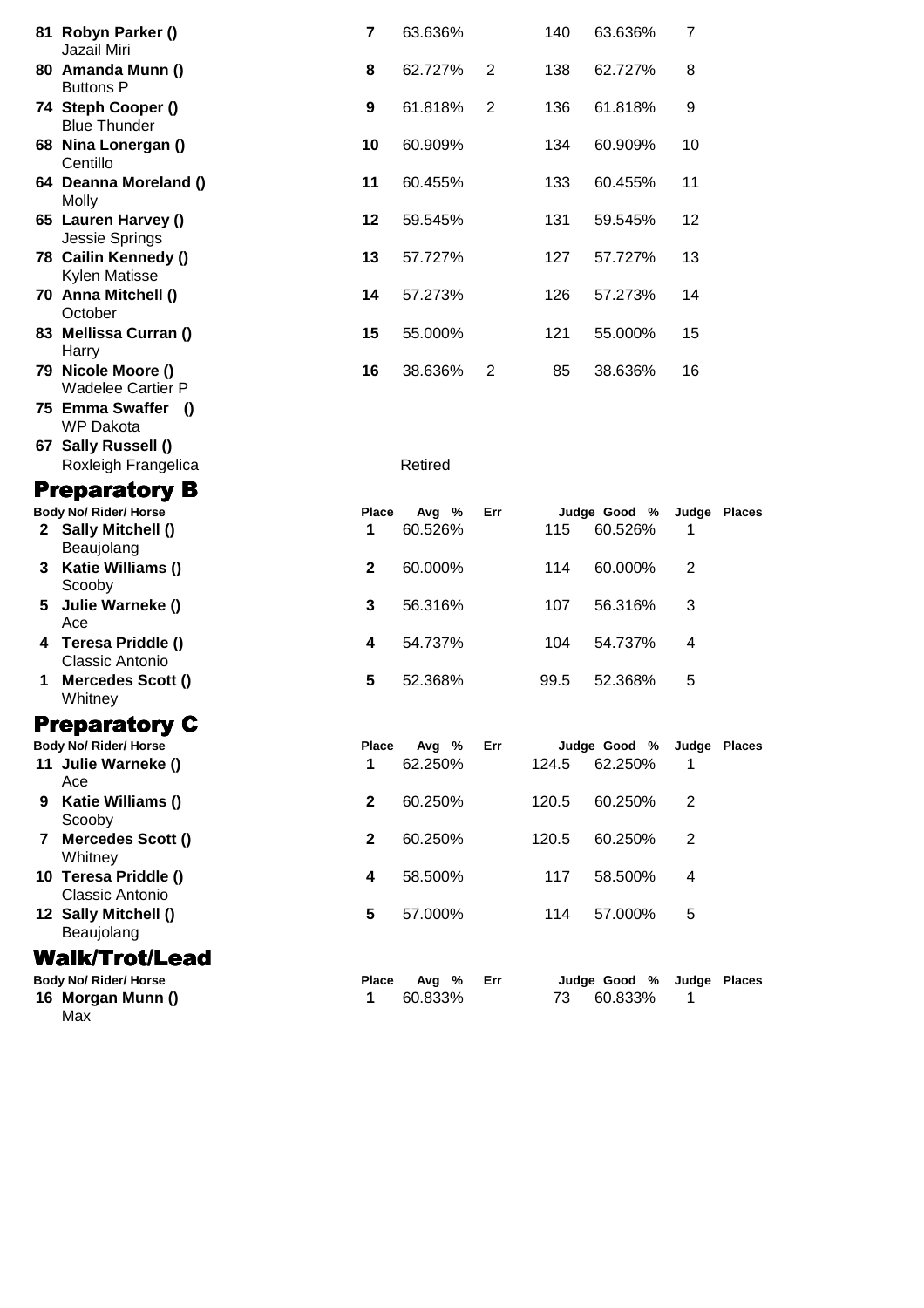| Body No/ Rider/ Horse | Place | Avg % | Err | Judge Good | % | Judge Places |
|---|---|---|---|---|---|---|
| **81 Robyn Parker ()** Jazail Miri | **7** | 63.636% | | 140 | 63.636% | 7 |
| **80 Amanda Munn ()** Buttons P | **8** | 62.727% | 2 | 138 | 62.727% | 8 |
| **74 Steph Cooper ()** Blue Thunder | **9** | 61.818% | 2 | 136 | 61.818% | 9 |
| **68 Nina Lonergan ()** Centillo | **10** | 60.909% | | 134 | 60.909% | 10 |
| **64 Deanna Moreland ()** Molly | **11** | 60.455% | | 133 | 60.455% | 11 |
| **65 Lauren Harvey ()** Jessie Springs | **12** | 59.545% | | 131 | 59.545% | 12 |
| **78 Cailin Kennedy ()** Kylen Matisse | **13** | 57.727% | | 127 | 57.727% | 13 |
| **70 Anna Mitchell ()** October | **14** | 57.273% | | 126 | 57.273% | 14 |
| **83 Mellissa Curran ()** Harry | **15** | 55.000% | | 121 | 55.000% | 15 |
| **79 Nicole Moore ()** Wadelee Cartier P | **16** | 38.636% | 2 | 85 | 38.636% | 16 |
| **75 Emma Swaffer ()** WP Dakota | | | | | | |
| **67 Sally Russell ()** Roxleigh Frangelica | | Retired | | | | |

# Preparatory B

| Body No/ Rider/ Horse | Place | Avg % | Err | Judge Good | % | Judge Places |
|---|---|---|---|---|---|---|
| **2 Sally Mitchell ()** Beaujolang | **1** | 60.526% | | 115 | 60.526% | 1 |
| **3 Katie Williams ()** Scooby | **2** | 60.000% | | 114 | 60.000% | 2 |
| **5 Julie Warneke ()** Ace | **3** | 56.316% | | 107 | 56.316% | 3 |
| **4 Teresa Priddle ()** Classic Antonio | **4** | 54.737% | | 104 | 54.737% | 4 |
| **1 Mercedes Scott ()** Whitney | **5** | 52.368% | | 99.5 | 52.368% | 5 |

# Preparatory C

| Body No/ Rider/ Horse | Place | Avg % | Err | Judge Good | % | Judge Places |
|---|---|---|---|---|---|---|
| **11 Julie Warneke ()** Ace | **1** | 62.250% | | 124.5 | 62.250% | 1 |
| **9 Katie Williams ()** Scooby | **2** | 60.250% | | 120.5 | 60.250% | 2 |
| **7 Mercedes Scott ()** Whitney | **2** | 60.250% | | 120.5 | 60.250% | 2 |
| **10 Teresa Priddle ()** Classic Antonio | **4** | 58.500% | | 117 | 58.500% | 4 |
| **12 Sally Mitchell ()** Beaujolang | **5** | 57.000% | | 114 | 57.000% | 5 |

# Walk/Trot/Lead

| Body No/ Rider/ Horse | Place | Avg % | Err | Judge Good | % | Judge Places |
|---|---|---|---|---|---|---|
| **16 Morgan Munn ()** Max | **1** | 60.833% | | 73 | 60.833% | 1 |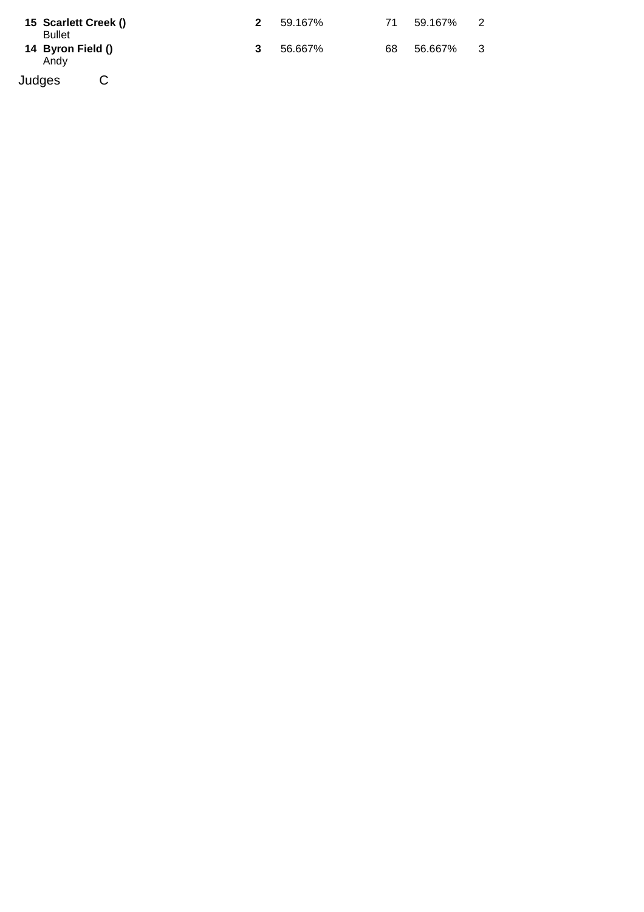| | | | | | |
|---|---|---|---|---|---|
| **15 Scarlett Creek ()** Bullet | **2** | 59.167% | 71 | 59.167% | 2 |
| **14 Byron Field ()** Andy | **3** | 56.667% | 68 | 56.667% | 3 |

Judges C